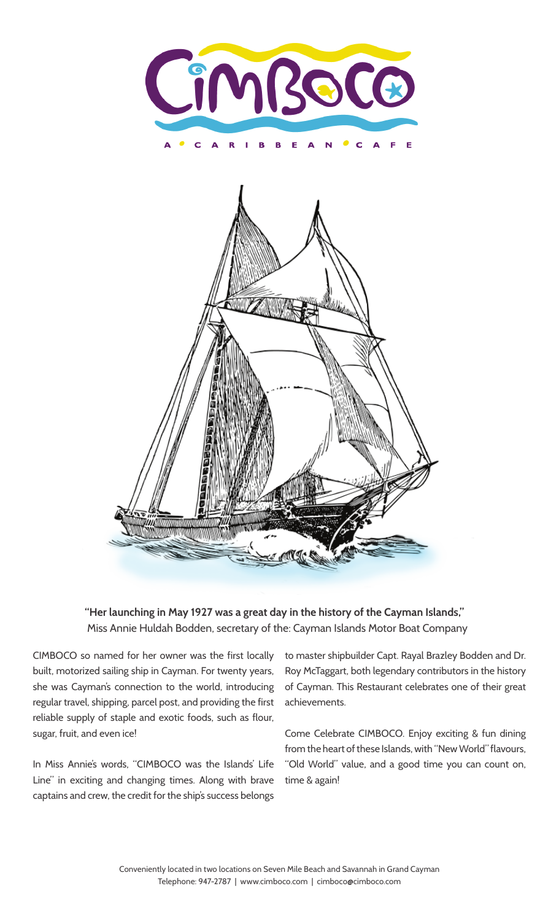# CIMBOCO

A • CARIBBEAN • CAFE

**"Her launching in May 1927 was a great day in the history of the Cayman Islands,"**
Miss Annie Huldah Bodden, secretary of the: Cayman Islands Motor Boat Company

CIMBOCO so named for her owner was the first locally built, motorized sailing ship in Cayman. For twenty years, she was Cayman's connection to the world, introducing regular travel, shipping, parcel post, and providing the first reliable supply of staple and exotic foods, such as flour, sugar, fruit, and even ice!

In Miss Annie's words, "CIMBOCO was the Islands' Life Line" in exciting and changing times. Along with brave captains and crew, the credit for the ship's success belongs to master shipbuilder Capt. Rayal Brazley Bodden and Dr. Roy McTaggart, both legendary contributors in the history of Cayman. This Restaurant celebrates one of their great achievements.

Come Celebrate CIMBOCO. Enjoy exciting & fun dining from the heart of these Islands, with "New World" flavours, "Old World" value, and a good time you can count on, time & again!

Conveniently located in two locations on Seven Mile Beach and Savannah in Grand Cayman
Telephone: 947-2787 | www.cimboco.com | cimboco@cimboco.com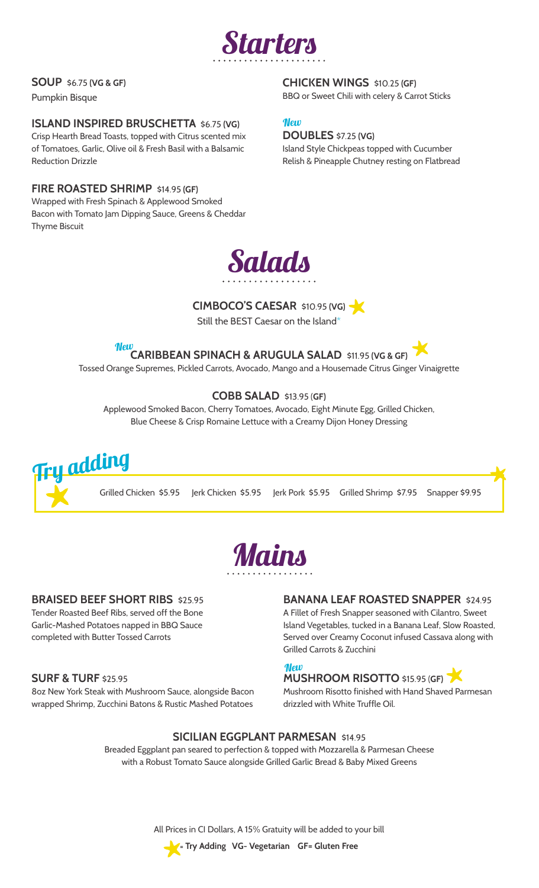# Starters

**SOUP** $6.75 **(VG & GF)**
Pumpkin Bisque

**ISLAND INSPIRED BRUSCHETTA** $6.75 **(VG)**
Crisp Hearth Bread Toasts, topped with Citrus scented mix of Tomatoes, Garlic, Olive oil & Fresh Basil with a Balsamic Reduction Drizzle

**FIRE ROASTED SHRIMP** $14.95 **(GF)**
Wrapped with Fresh Spinach & Applewood Smoked Bacon with Tomato Jam Dipping Sauce, Greens & Cheddar Thyme Biscuit

**CHICKEN WINGS** $10.25 **(GF)**
BBQ or Sweet Chili with celery & Carrot Sticks

*New*
**DOUBLES** $7.25 **(VG)**
Island Style Chickpeas topped with Cucumber Relish & Pineapple Chutney resting on Flatbread

# Salads

**CIMBOCO'S CAESAR** $10.95 **(VG)** ★
Still the BEST Caesar on the Island*

*New*
**CARIBBEAN SPINACH & ARUGULA SALAD** $11.95 **(VG & GF)** ★
Tossed Orange Supremes, Pickled Carrots, Avocado, Mango and a Housemade Citrus Ginger Vinaigrette

**COBB SALAD** $13.95 **(GF)**
Applewood Smoked Bacon, Cherry Tomatoes, Avocado, Eight Minute Egg, Grilled Chicken, Blue Cheese & Crisp Romaine Lettuce with a Creamy Dijon Honey Dressing

## Try adding ★

Grilled Chicken $5.95 Jerk Chicken $5.95 Jerk Pork $5.95 Grilled Shrimp $7.95 Snapper $9.95

# Mains

**BRAISED BEEF SHORT RIBS** $25.95
Tender Roasted Beef Ribs, served off the Bone Garlic-Mashed Potatoes napped in BBQ Sauce completed with Butter Tossed Carrots

**SURF & TURF** $25.95
8oz New York Steak with Mushroom Sauce, alongside Bacon wrapped Shrimp, Zucchini Batons & Rustic Mashed Potatoes

**BANANA LEAF ROASTED SNAPPER** $24.95
A Fillet of Fresh Snapper seasoned with Cilantro, Sweet Island Vegetables, tucked in a Banana Leaf, Slow Roasted, Served over Creamy Coconut infused Cassava along with Grilled Carrots & Zucchini

*New*
**MUSHROOM RISOTTO** $15.95 **(GF)** ★
Mushroom Risotto finished with Hand Shaved Parmesan drizzled with White Truffle Oil.

**SICILIAN EGGPLANT PARMESAN** $14.95
Breaded Eggplant pan seared to perfection & topped with Mozzarella & Parmesan Cheese with a Robust Tomato Sauce alongside Grilled Garlic Bread & Baby Mixed Greens

All Prices in CI Dollars, A 15% Gratuity will be added to your bill

★ **= Try Adding VG- Vegetarian GF= Gluten Free**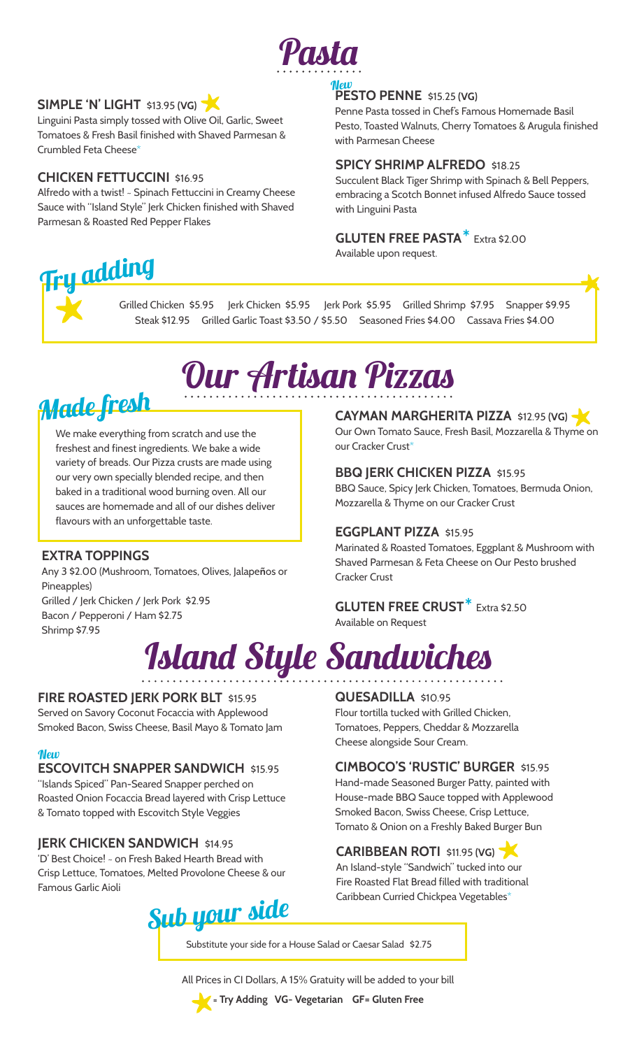# Pasta

### SIMPLE 'N' LIGHT $13.95 (VG) ★

Linguini Pasta simply tossed with Olive Oil, Garlic, Sweet Tomatoes & Fresh Basil finished with Shaved Parmesan & Crumbled Feta Cheese*

### CHICKEN FETTUCCINI $16.95

Alfredo with a twist! - Spinach Fettuccini in Creamy Cheese Sauce with "Island Style" Jerk Chicken finished with Shaved Parmesan & Roasted Red Pepper Flakes

*New*

### PESTO PENNE $15.25 (VG)

Penne Pasta tossed in Chef's Famous Homemade Basil Pesto, Toasted Walnuts, Cherry Tomatoes & Arugula finished with Parmesan Cheese

### SPICY SHRIMP ALFREDO $18.25

Succulent Black Tiger Shrimp with Spinach & Bell Peppers, embracing a Scotch Bonnet infused Alfredo Sauce tossed with Linguini Pasta

### GLUTEN FREE PASTA* Extra $2.00

Available upon request.

## Try adding

Grilled Chicken $5.95 Jerk Chicken $5.95 Jerk Pork $5.95 Grilled Shrimp $7.95 Snapper $9.95 Steak $12.95 Grilled Garlic Toast $3.50 / $5.50 Seasoned Fries $4.00 Cassava Fries $4.00

# Our Artisan Pizzas

## Made fresh

We make everything from scratch and use the freshest and finest ingredients. We bake a wide variety of breads. Our Pizza crusts are made using our very own specially blended recipe, and then baked in a traditional wood burning oven. All our sauces are homemade and all of our dishes deliver flavours with an unforgettable taste.

### EXTRA TOPPINGS

Any 3 $2.00 (Mushroom, Tomatoes, Olives, Jalapeños or Pineapples)
Grilled / Jerk Chicken / Jerk Pork $2.95
Bacon / Pepperoni / Ham $2.75
Shrimp $7.95

### CAYMAN MARGHERITA PIZZA $12.95 (VG) ★

Our Own Tomato Sauce, Fresh Basil, Mozzarella & Thyme on our Cracker Crust*

### BBQ JERK CHICKEN PIZZA $15.95

BBQ Sauce, Spicy Jerk Chicken, Tomatoes, Bermuda Onion, Mozzarella & Thyme on our Cracker Crust

### EGGPLANT PIZZA $15.95

Marinated & Roasted Tomatoes, Eggplant & Mushroom with Shaved Parmesan & Feta Cheese on Our Pesto brushed Cracker Crust

### GLUTEN FREE CRUST* Extra $2.50

Available on Request

# Island Style Sandwiches

### FIRE ROASTED JERK PORK BLT $15.95

Served on Savory Coconut Focaccia with Applewood Smoked Bacon, Swiss Cheese, Basil Mayo & Tomato Jam

*New*

### ESCOVITCH SNAPPER SANDWICH $15.95

"Islands Spiced" Pan-Seared Snapper perched on Roasted Onion Focaccia Bread layered with Crisp Lettuce & Tomato topped with Escovitch Style Veggies

### JERK CHICKEN SANDWICH $14.95

'D' Best Choice! - on Fresh Baked Hearth Bread with Crisp Lettuce, Tomatoes, Melted Provolone Cheese & our Famous Garlic Aioli

### QUESADILLA $10.95

Flour tortilla tucked with Grilled Chicken, Tomatoes, Peppers, Cheddar & Mozzarella Cheese alongside Sour Cream.

### CIMBOCO'S 'RUSTIC' BURGER $15.95

Hand-made Seasoned Burger Patty, painted with House-made BBQ Sauce topped with Applewood Smoked Bacon, Swiss Cheese, Crisp Lettuce, Tomato & Onion on a Freshly Baked Burger Bun

### CARIBBEAN ROTI $11.95 (VG) ★

An Island-style "Sandwich" tucked into our Fire Roasted Flat Bread filled with traditional Caribbean Curried Chickpea Vegetables*

## Sub your side

Substitute your side for a House Salad or Caesar Salad $2.75

All Prices in CI Dollars, A 15% Gratuity will be added to your bill

★ = Try Adding VG- Vegetarian GF= Gluten Free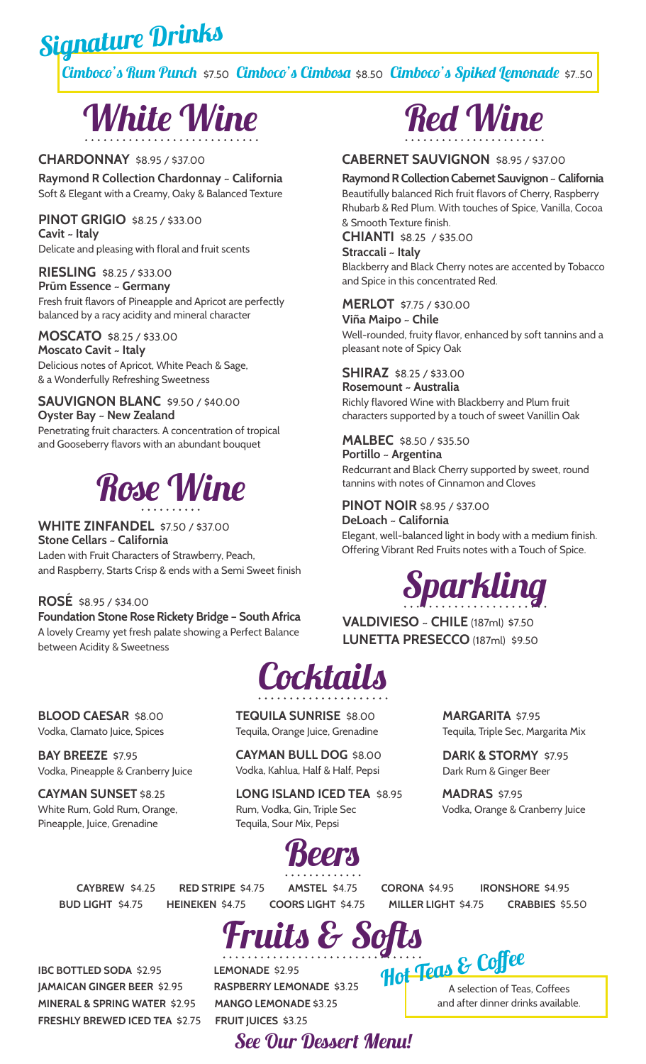# Signature Drinks

**Cimboco's Rum Punch** $7.50 **Cimboco's Cimbosa** $8.50 **Cimboco's Spiked Lemonade** $7..50

## White Wine

**CHARDONNAY** $8.95 / $37.00
**Raymond R Collection Chardonnay ~ California**
Soft & Elegant with a Creamy, Oaky & Balanced Texture

**PINOT GRIGIO** $8.25 / $33.00
**Cavit ~ Italy**
Delicate and pleasing with floral and fruit scents

**RIESLING** $8.25 / $33.00
**Prüm Essence ~ Germany**
Fresh fruit flavors of Pineapple and Apricot are perfectly balanced by a racy acidity and mineral character

**MOSCATO** $8.25 / $33.00
**Moscato Cavit ~ Italy**
Delicious notes of Apricot, White Peach & Sage, & a Wonderfully Refreshing Sweetness

**SAUVIGNON BLANC** $9.50 / $40.00
**Oyster Bay ~ New Zealand**
Penetrating fruit characters. A concentration of tropical and Gooseberry flavors with an abundant bouquet

## Rose Wine

**WHITE ZINFANDEL** $7.50 / $37.00
**Stone Cellars ~ California**
Laden with Fruit Characters of Strawberry, Peach, and Raspberry, Starts Crisp & ends with a Semi Sweet finish

**ROSÉ** $8.95 / $34.00
**Foundation Stone Rose Rickety Bridge ~ South Africa**
A lovely Creamy yet fresh palate showing a Perfect Balance between Acidity & Sweetness

## Red Wine

**CABERNET SAUVIGNON** $8.95 / $37.00
**Raymond R Collection Cabernet Sauvignon ~ California**
Beautifully balanced Rich fruit flavors of Cherry, Raspberry Rhubarb & Red Plum. With touches of Spice, Vanilla, Cocoa & Smooth Texture finish.

**CHIANTI** $8.25 / $35.00
**Straccali ~ Italy**
Blackberry and Black Cherry notes are accented by Tobacco and Spice in this concentrated Red.

**MERLOT** $7.75 / $30.00
**Viña Maipo ~ Chile**
Well-rounded, fruity flavor, enhanced by soft tannins and a pleasant note of Spicy Oak

**SHIRAZ** $8.25 / $33.00
**Rosemount ~ Australia**
Richly flavored Wine with Blackberry and Plum fruit characters supported by a touch of sweet Vanillin Oak

**MALBEC** $8.50 / $35.50
**Portillo ~ Argentina**
Redcurrant and Black Cherry supported by sweet, round tannins with notes of Cinnamon and Cloves

**PINOT NOIR** $8.95 / $37.00
**DeLoach ~ California**
Elegant, well-balanced light in body with a medium finish. Offering Vibrant Red Fruits notes with a Touch of Spice.

## Sparkling

**VALDIVIESO ~ CHILE** (187ml) $7.50
**LUNETTA PRESECCO** (187ml) $9.50

## Cocktails

**BLOOD CAESAR** $8.00
Vodka, Clamato Juice, Spices

**BAY BREEZE** $7.95
Vodka, Pineapple & Cranberry Juice

**CAYMAN SUNSET** $8.25
White Rum, Gold Rum, Orange, Pineapple, Juice, Grenadine

**TEQUILA SUNRISE** $8.00
Tequila, Orange Juice, Grenadine

**CAYMAN BULL DOG** $8.00
Vodka, Kahlua, Half & Half, Pepsi

**LONG ISLAND ICED TEA** $8.95
Rum, Vodka, Gin, Triple Sec Tequila, Sour Mix, Pepsi

**MARGARITA** $7.95
Tequila, Triple Sec, Margarita Mix

**DARK & STORMY** $7.95
Dark Rum & Ginger Beer

**MADRAS** $7.95
Vodka, Orange & Cranberry Juice

## Beers

**CAYBREW** $4.25 **RED STRIPE** $4.75 **AMSTEL** $4.75 **CORONA** $4.95 **IRONSHORE** $4.95
**BUD LIGHT** $4.75 **HEINEKEN** $4.75 **COORS LIGHT** $4.75 **MILLER LIGHT** $4.75 **CRABBIES** $5.50

## Fruits & Softs

**IBC BOTTLED SODA** $2.95
**JAMAICAN GINGER BEER** $2.95
**MINERAL & SPRING WATER** $2.95
**FRESHLY BREWED ICED TEA** $2.75

**LEMONADE** $2.95
**RASPBERRY LEMONADE** $3.25
**MANGO LEMONADE** $3.25
**FRUIT JUICES** $3.25

## Hot Teas & Coffee

A selection of Teas, Coffees and after dinner drinks available.

**See Our Dessert Menu!**